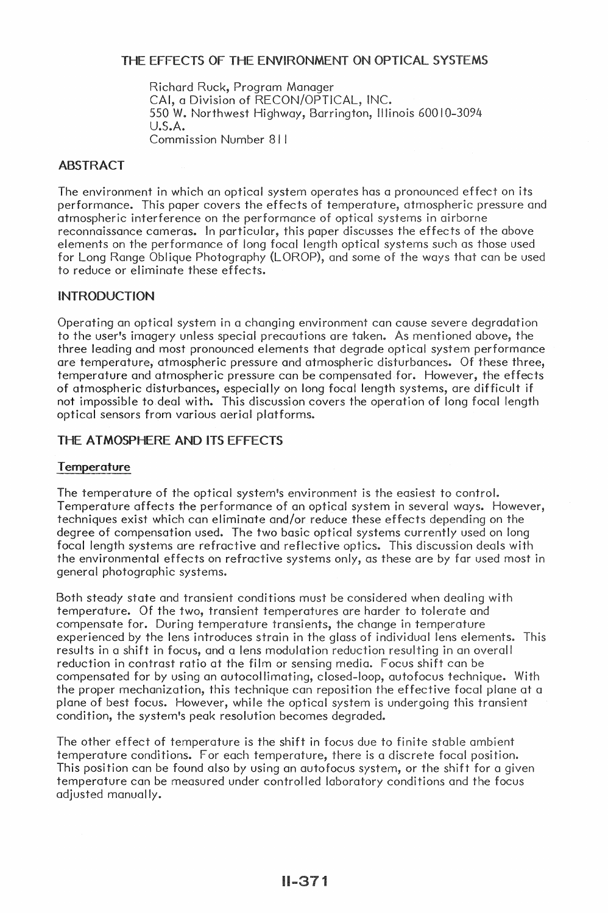# THE EFFECTS OF THE ENVIRONMENT ON OPTICAL SYSTEMS

Richard Ruck, Program Manager
CAI, a Division of RECON/OPTICAL, INC.
550 W. Northwest Highway, Barrington, Illinois 60010-3094
U.S.A.
Commission Number 811

## ABSTRACT

The environment in which an optical system operates has a pronounced effect on its performance. This paper covers the effects of temperature, atmospheric pressure and atmospheric interference on the performance of optical systems in airborne reconnaissance cameras. In particular, this paper discusses the effects of the above elements on the performance of long focal length optical systems such as those used for Long Range Oblique Photography (LOROP), and some of the ways that can be used to reduce or eliminate these effects.

## INTRODUCTION

Operating an optical system in a changing environment can cause severe degradation to the user's imagery unless special precautions are taken. As mentioned above, the three leading and most pronounced elements that degrade optical system performance are temperature, atmospheric pressure and atmospheric disturbances. Of these three, temperature and atmospheric pressure can be compensated for. However, the effects of atmospheric disturbances, especially on long focal length systems, are difficult if not impossible to deal with. This discussion covers the operation of long focal length optical sensors from various aerial platforms.

## THE ATMOSPHERE AND ITS EFFECTS

### Temperature

The temperature of the optical system's environment is the easiest to control. Temperature affects the performance of an optical system in several ways. However, techniques exist which can eliminate and/or reduce these effects depending on the degree of compensation used. The two basic optical systems currently used on long focal length systems are refractive and reflective optics. This discussion deals with the environmental effects on refractive systems only, as these are by far used most in general photographic systems.

Both steady state and transient conditions must be considered when dealing with temperature. Of the two, transient temperatures are harder to tolerate and compensate for. During temperature transients, the change in temperature experienced by the lens introduces strain in the glass of individual lens elements. This results in a shift in focus, and a lens modulation reduction resulting in an overall reduction in contrast ratio at the film or sensing media. Focus shift can be compensated for by using an autocollimating, closed-loop, autofocus technique. With the proper mechanization, this technique can reposition the effective focal plane at a plane of best focus. However, while the optical system is undergoing this transient condition, the system's peak resolution becomes degraded.

The other effect of temperature is the shift in focus due to finite stable ambient temperature conditions. For each temperature, there is a discrete focal position. This position can be found also by using an autofocus system, or the shift for a given temperature can be measured under controlled laboratory conditions and the focus adjusted manually.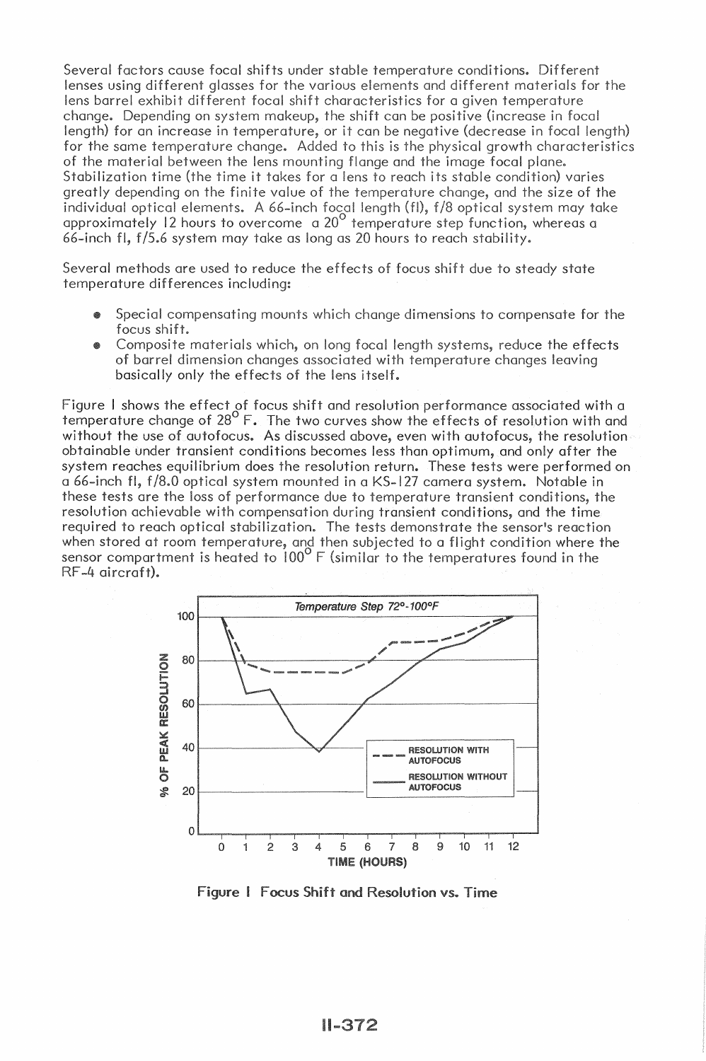Several factors cause focal shifts under stable temperature conditions. Different lenses using different glasses for the various elements and different materials for the lens barrel exhibit different focal shift characteristics for a given temperature change. Depending on system makeup, the shift can be positive (increase in focal length) for an increase in temperature, or it can be negative (decrease in focal length) for the same temperature change. Added to this is the physical growth characteristics of the material between the lens mounting flange and the image focal plane. Stabilization time (the time it takes for a lens to reach its stable condition) varies greatly depending on the finite value of the temperature change, and the size of the individual optical elements. A 66-inch focal length (fl), f/8 optical system may take approximately 12 hours to overcome a 20° temperature step function, whereas a 66-inch fl, f/5.6 system may take as long as 20 hours to reach stability.

Several methods are used to reduce the effects of focus shift due to steady state temperature differences including:

- Special compensating mounts which change dimensions to compensate for the focus shift.
- Composite materials which, on long focal length systems, reduce the effects of barrel dimension changes associated with temperature changes leaving basically only the effects of the lens itself.

Figure 1 shows the effect of focus shift and resolution performance associated with a temperature change of 28° F. The two curves show the effects of resolution with and without the use of autofocus. As discussed above, even with autofocus, the resolution obtainable under transient conditions becomes less than optimum, and only after the system reaches equilibrium does the resolution return. These tests were performed on a 66-inch fl, f/8.0 optical system mounted in a KS-127 camera system. Notable in these tests are the loss of performance due to temperature transient conditions, the resolution achievable with compensation during transient conditions, and the time required to reach optical stabilization. The tests demonstrate the sensor's reaction when stored at room temperature, and then subjected to a flight condition where the sensor compartment is heated to 100° F (similar to the temperatures found in the RF-4 aircraft).

**Figure 1 Focus Shift and Resolution vs. Time**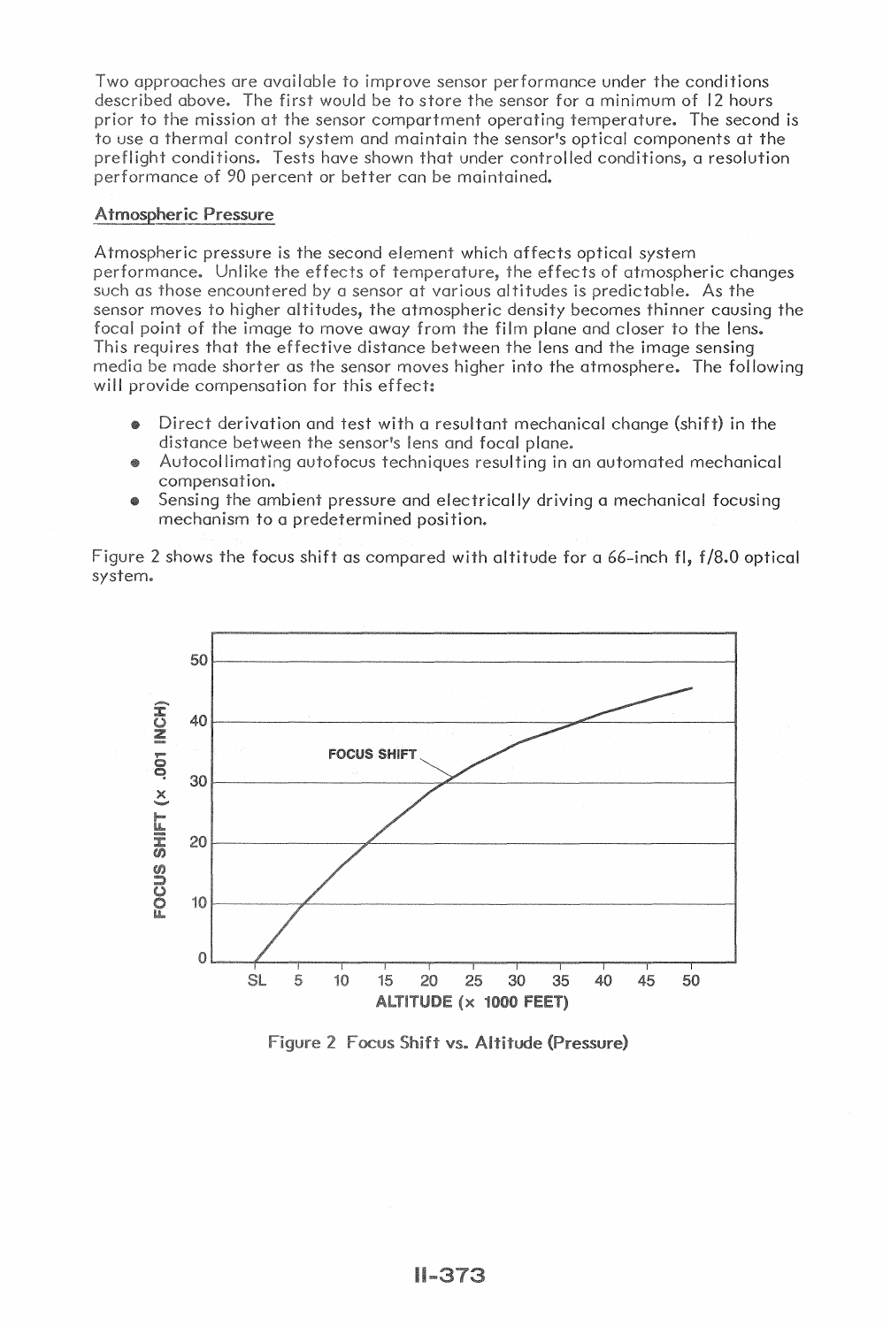Two approaches are available to improve sensor performance under the conditions described above. The first would be to store the sensor for a minimum of 12 hours prior to the mission at the sensor compartment operating temperature. The second is to use a thermal control system and maintain the sensor's optical components at the preflight conditions. Tests have shown that under controlled conditions, a resolution performance of 90 percent or better can be maintained.

## Atmospheric Pressure

Atmospheric pressure is the second element which affects optical system performance. Unlike the effects of temperature, the effects of atmospheric changes such as those encountered by a sensor at various altitudes is predictable. As the sensor moves to higher altitudes, the atmospheric density becomes thinner causing the focal point of the image to move away from the film plane and closer to the lens. This requires that the effective distance between the lens and the image sensing media be made shorter as the sensor moves higher into the atmosphere. The following will provide compensation for this effect:

- Direct derivation and test with a resultant mechanical change (shift) in the distance between the sensor's lens and focal plane.
- Autocollimating autofocus techniques resulting in an automated mechanical compensation.
- Sensing the ambient pressure and electrically driving a mechanical focusing mechanism to a predetermined position.

Figure 2 shows the focus shift as compared with altitude for a 66-inch fl, f/8.0 optical system.

Figure 2 Focus Shift vs. Altitude (Pressure)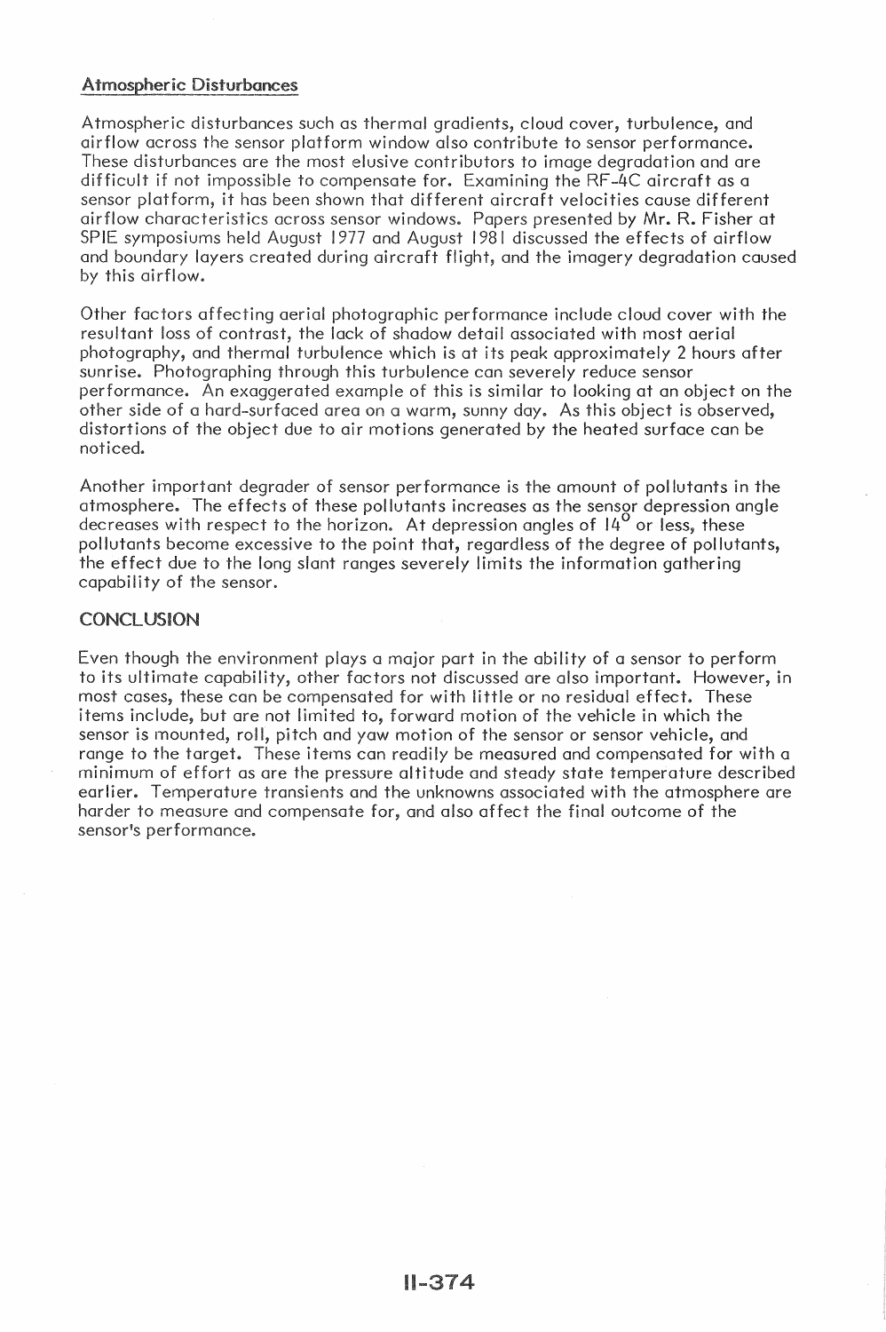### Atmospheric Disturbances

Atmospheric disturbances such as thermal gradients, cloud cover, turbulence, and airflow across the sensor platform window also contribute to sensor performance. These disturbances are the most elusive contributors to image degradation and are difficult if not impossible to compensate for. Examining the RF-4C aircraft as a sensor platform, it has been shown that different aircraft velocities cause different airflow characteristics across sensor windows. Papers presented by Mr. R. Fisher at SPIE symposiums held August 1977 and August 1981 discussed the effects of airflow and boundary layers created during aircraft flight, and the imagery degradation caused by this airflow.

Other factors affecting aerial photographic performance include cloud cover with the resultant loss of contrast, the lack of shadow detail associated with most aerial photography, and thermal turbulence which is at its peak approximately 2 hours after sunrise. Photographing through this turbulence can severely reduce sensor performance. An exaggerated example of this is similar to looking at an object on the other side of a hard-surfaced area on a warm, sunny day. As this object is observed, distortions of the object due to air motions generated by the heated surface can be noticed.

Another important degrader of sensor performance is the amount of pollutants in the atmosphere. The effects of these pollutants increases as the sensor depression angle decreases with respect to the horizon. At depression angles of $14^{\circ}$ or less, these pollutants become excessive to the point that, regardless of the degree of pollutants, the effect due to the long slant ranges severely limits the information gathering capability of the sensor.

## CONCLUSION

Even though the environment plays a major part in the ability of a sensor to perform to its ultimate capability, other factors not discussed are also important. However, in most cases, these can be compensated for with little or no residual effect. These items include, but are not limited to, forward motion of the vehicle in which the sensor is mounted, roll, pitch and yaw motion of the sensor or sensor vehicle, and range to the target. These items can readily be measured and compensated for with a minimum of effort as are the pressure altitude and steady state temperature described earlier. Temperature transients and the unknowns associated with the atmosphere are harder to measure and compensate for, and also affect the final outcome of the sensor's performance.